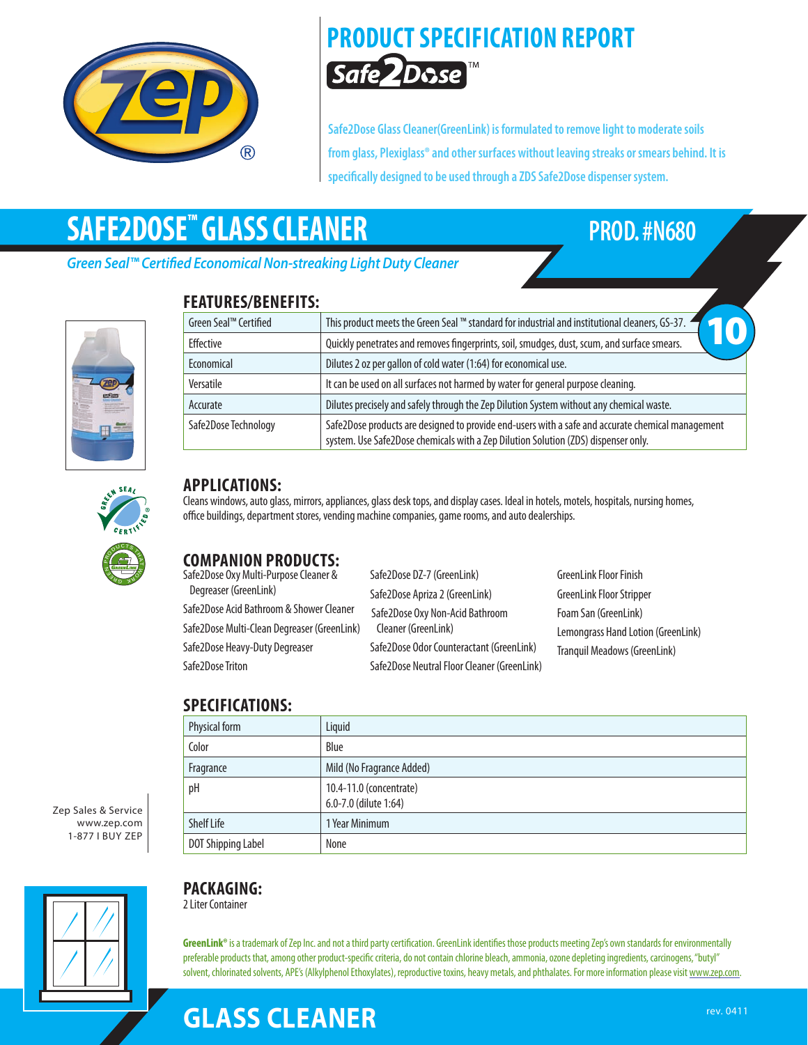# PRODUCT SPECIFICATION REPORT

Safe2Dose™

Safe2Dose Glass Cleaner(GreenLink) is formulated to remove light to moderate soils from glass, Plexiglass® and other surfaces without leaving streaks or smears behind. It is specifically designed to be used through a ZDS Safe2Dose dispenser system.

# SAFE2DOSE™ GLASS CLEANER

## PROD. #N680

*Green Seal™ Certified Economical Non-streaking Light Duty Cleaner*

## FEATURES/BENEFITS:

| | |
|---|---|
| Green Seal™ Certified | This product meets the Green Seal ™ standard for industrial and institutional cleaners, GS-37. |
| Effective | Quickly penetrates and removes fingerprints, soil, smudges, dust, scum, and surface smears. |
| Economical | Dilutes 2 oz per gallon of cold water (1:64) for economical use. |
| Versatile | It can be used on all surfaces not harmed by water for general purpose cleaning. |
| Accurate | Dilutes precisely and safely through the Zep Dilution System without any chemical waste. |
| Safe2Dose Technology | Safe2Dose products are designed to provide end-users with a safe and accurate chemical management system. Use Safe2Dose chemicals with a Zep Dilution Solution (ZDS) dispenser only. |

## APPLICATIONS:

Cleans windows, auto glass, mirrors, appliances, glass desk tops, and display cases. Ideal in hotels, motels, hospitals, nursing homes, office buildings, department stores, vending machine companies, game rooms, and auto dealerships.

## COMPANION PRODUCTS:

- Safe2Dose Oxy Multi-Purpose Cleaner & Degreaser (GreenLink)
- Safe2Dose Acid Bathroom & Shower Cleaner
- Safe2Dose Multi-Clean Degreaser (GreenLink)
- Safe2Dose Heavy-Duty Degreaser
- Safe2Dose Triton
- Safe2Dose DZ-7 (GreenLink)
- Safe2Dose Apriza 2 (GreenLink)
- Safe2Dose Oxy Non-Acid Bathroom Cleaner (GreenLink)
- Safe2Dose Odor Counteractant (GreenLink)
- Safe2Dose Neutral Floor Cleaner (GreenLink)
- GreenLink Floor Finish
- GreenLink Floor Stripper
- Foam San (GreenLink)
- Lemongrass Hand Lotion (GreenLink)
- Tranquil Meadows (GreenLink)

## SPECIFICATIONS:

| | |
|---|---|
| Physical form | Liquid |
| Color | Blue |
| Fragrance | Mild (No Fragrance Added) |
| pH | 10.4-11.0 (concentrate)<br>6.0-7.0 (dilute 1:64) |
| Shelf Life | 1 Year Minimum |
| DOT Shipping Label | None |

Zep Sales & Service
www.zep.com
1-877 I BUY ZEP

## PACKAGING:

2 Liter Container

**GreenLink®** is a trademark of Zep Inc. and not a third party certification. GreenLink identifies those products meeting Zep's own standards for environmentally preferable products that, among other product-specific criteria, do not contain chlorine bleach, ammonia, ozone depleting ingredients, carcinogens, "butyl" solvent, chlorinated solvents, APE's (Alkylphenol Ethoxylates), reproductive toxins, heavy metals, and phthalates. For more information please visit www.zep.com.

# GLASS CLEANER

rev. 0411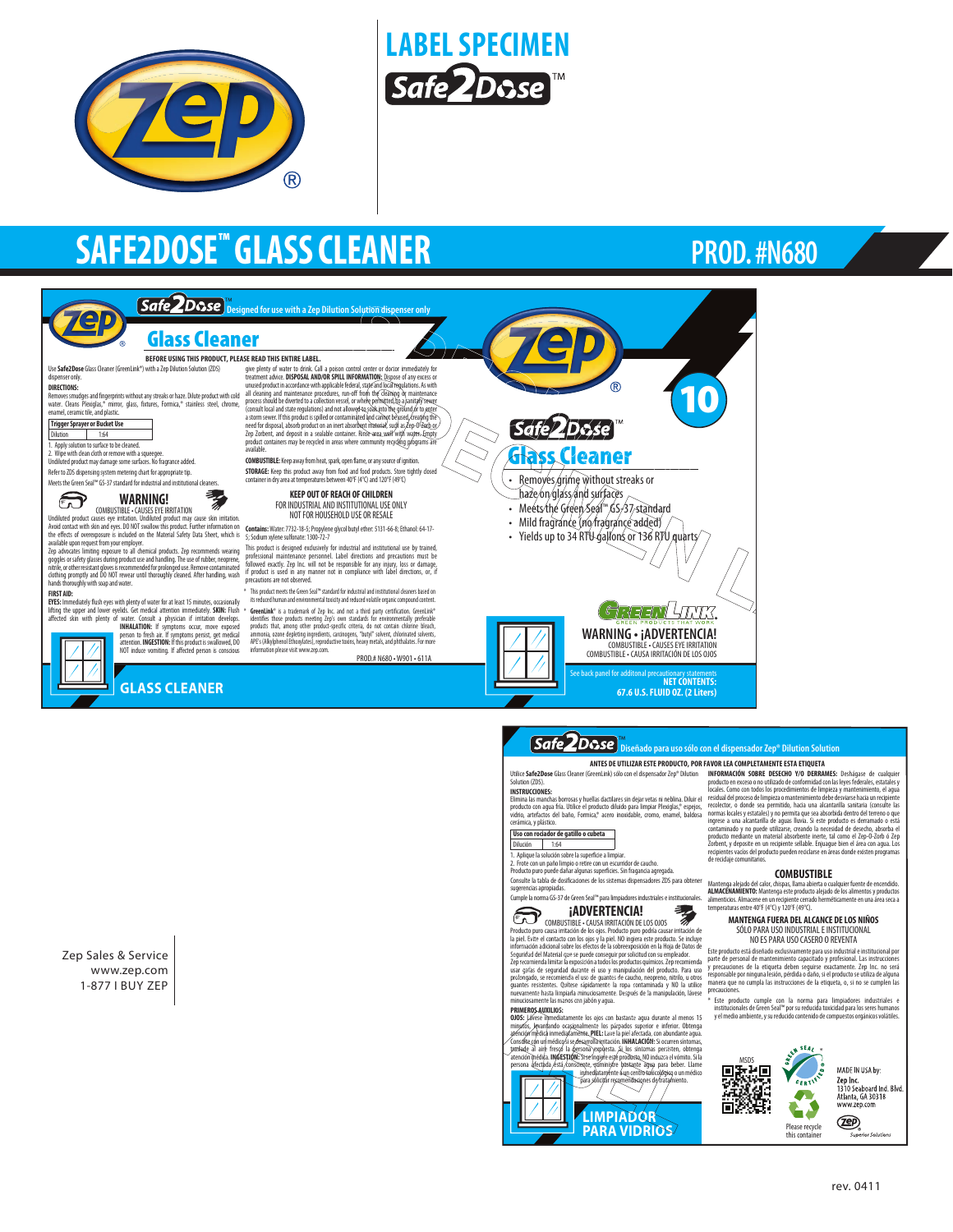# LABEL SPECIMEN

Safe2Dose™

# SAFE2DOSE™ GLASS CLEANER

## PROD. #N680

Safe2Dose™ Designed for use with a Zep Dilution Solution dispenser only

## Glass Cleaner

**BEFORE USING THIS PRODUCT, PLEASE READ THIS ENTIRE LABEL.**

Use **Safe2Dose** Glass Cleaner (GreenLink) with a Zep Dilution Solution (ZDS) dispenser only.

**DIRECTIONS:**
Removes smudges and fingerprints without any streaks or haze. Dilute product with cold water. Cleans Plexiglas,® mirror, glass, fixtures, Formica,® stainless steel, chrome, enamel, ceramic tile, and plastic.

| Trigger Sprayer or Bucket Use | |
|---|---|
| Dilution | 1:64 |

1. Apply solution to surface to be cleaned.
2. Wipe with clean cloth or remove with a squeegee.

Undiluted product may damage some surfaces. No fragrance added.

Refer to ZDS dispensing system metering chart for appropriate tip.

Meets the Green Seal™ GS-37 standard for industrial and institutional cleaners.

### WARNING!

COMBUSTIBLE • CAUSES EYE IRRITATION

Undiluted product causes eye irritation. Undiluted product may cause skin irritation. Avoid contact with skin and eyes. DO NOT swallow this product. Further information on the effects of overexposure is included on the Material Safety Data Sheet, which is available upon request from your employer.

Zep advocates limiting exposure to all chemical products. Zep recommends wearing goggles or safety glasses during product use and handling. The use of rubber, neoprene, nitrile, or other resistant gloves is recommended for prolonged use. Remove contaminated clothing promptly and DO NOT rewear until thoroughly cleaned. After handling, wash hands thoroughly with soap and water.

**FIRST AID:**
**EYES:** Immediately flush eyes with plenty of water for at least 15 minutes, occasionally lifting the upper and lower eyelids. Get medical attention immediately. **SKIN:** Flush affected skin with plenty of water. Consult a physician if irritation develops. **INHALATION:** If symptoms occur, move exposed person to fresh air. If symptoms persist, get medical attention. **INGESTION:** If this product is swallowed, DO NOT induce vomiting. If affected person is conscious give plenty of water to drink. Call a poison control center or doctor immediately for treatment advice. **DISPOSAL AND/OR SPILL INFORMATION:** Dispose of any excess or unused product in accordance with applicable federal, state and local regulations. As with all cleaning and maintenance procedures, run-off from the cleaning or maintenance process should be diverted to a collection vessel, or where permitted, to a sanitary sewer (consult local and state regulations) and not allowed to soak into the ground or to enter a storm sewer. If this product is spilled or contaminated and cannot be used, creating the need for disposal, absorb product on an inert absorbent material, such as Zep-O-Zorb or Zep Zorbent, and deposit in a sealable container. Rinse area well with water. Empty product containers may be recycled in areas where community recycling programs are available.

**COMBUSTIBLE:** Keep away from heat, spark, open flame, or any source of ignition.

**STORAGE:** Keep this product away from food and food products. Store tightly closed container in dry area at temperatures between 40°F (4°C) and 120°F (49°C).

**KEEP OUT OF REACH OF CHILDREN**
FOR INDUSTRIAL AND INSTITUTIONAL USE ONLY
NOT FOR HOUSEHOLD USE OR RESALE

**Contains:** Water: 7732-18-5; Propylene glycol butyl ether: 5131-66-8; Ethanol: 64-17-5; Sodium xylene sulfonate: 1300-72-7

This product is designed exclusively for industrial and institutional use by trained, professional maintenance personnel. Label directions and precautions must be followed exactly. Zep Inc. will not be responsible for any injury, loss or damage, if product is used in any manner not in compliance with label directions, or, if precautions are not observed.

* This product meets the Green Seal™ standard for industrial and institutional cleaners based on its reduced human and environmental toxicity and reduced volatile organic compound content.

* **GreenLink**® is a trademark of Zep Inc. and not a third party certification. GreenLink® identifies those products meeting Zep's own standards for environmentally preferable products that, among other product-specific criteria, do not contain chlorine bleach, ammonia, ozone depleting ingredients, carcinogens, "butyl" solvent, chlorinated solvents, APE's (Alkylphenol Ethoxylates), reproductive toxins, heavy metals, and phthalates. For more information please visit www.zep.com.

PROD.# N680 • W901 • 611A

GLASS CLEANER

Zep® 10

Safe2Dose™

## Glass Cleaner

- Removes grime without streaks or haze on glass and surfaces
- Meets the Green Seal™ GS-37 standard
- Mild fragrance (no fragrance added)
- Yields up to 34 RTU gallons or 136 RTU quarts

GreenLink — GREEN PRODUCTS THAT WORK

**WARNING • ¡ADVERTENCIA!**
COMBUSTIBLE • CAUSES EYE IRRITATION
COMBUSTIBLE • CAUSA IRRITACIÓN DE LOS OJOS

See back panel for additonal precautionary statements

**NET CONTENTS:**
**67.6 U.S. FLUID OZ. (2 Liters)**

Safe2Dose™ Diseñado para uso sólo con el dispensador Zep® Dilution Solution

**ANTES DE UTILIZAR ESTE PRODUCTO, POR FAVOR LEA COMPLETAMENTE ESTA ETIQUETA**

Utilice **Safe2Dose** Glass Cleaner (GreenLink) sólo con el dispensador Zep® Dilution Solution (ZDS).

**INSTRUCCIONES:**
Elimina las manchas borrosas y huellas dactilares sin dejar vetas ni neblina. Diluir el producto con agua fría. Utilice el producto diluido para limpiar Plexiglas,® espejos, vidrio, artefactos del baño, Formica,® acero inoxidable, cromo, enamel, baldosa cerámica, y plástico.

| Uso con rociador de gatillo o cubeta | |
|---|---|
| Dilución | 1:64 |

1. Aplique la solución sobre la superficie a limpiar.
2. Frote con un paño limpio o retire con un escurridor de caucho.

Producto puro puede dañar algunas superficies. Sin fragancia agregada.

Consulte la tabla de dosificaciones de los sistemas dispensadores ZDS para obtener sugerencias apropiadas.

Cumple la norma GS-37 de Green Seal™ para limpiadores industriales e institucionales.

### ¡ADVERTENCIA!

COMBUSTIBLE • CAUSA IRRITACIÓN DE LOS OJOS

Producto puro causa irritación de los ojos. Producto puro podría causar irritación de la piel. Evite el contacto con los ojos y la piel. NO ingiera este producto. Se incluye información adicional sobre los efectos de la sobreexposición en la Hoja de Datos de Seguridad del Material que se puede conseguir por solicitud con su empleador.

Zep recomienda limitar la exposición a todos los productos químicos. Zep recomienda usar gafas de seguridad durante el uso y manipulación del producto. Para uso prolongado, se recomienda el uso de guantes de caucho, neopreno, nitrilo, u otros guantes resistentes. Quítese rápidamente la ropa contaminada y NO la utilice nuevamente hasta limpiarla minuciosamente. Después de la manipulación, lávese minuciosamente las manos con jabón y agua.

**PRIMEROS AUXILIOS:**
**OJOS:** Lávese inmediatamente los ojos con bastante agua durante al menos 15 minutos, levantando ocasionalmente los párpados superior e inferior. Obtenga atención médica inmediatamente. **PIEL:** Lave la piel afectada con abundante agua. Consulte con un médico si se desarrolla irritación. **INHALACIÓN:** Si ocurren síntomas, traslade al aire fresco la persona expuesta. Si los síntomas persisten, obtenga atención médica. **INGESTIÓN:** Si se ingiere este producto, NO induzca el vómito. Si la persona afectada está consciente, suministre bastante agua para beber. Llame inmediatamente a un centro toxicológico o un médico para solicitar recomendaciones de tratamiento.

**INFORMACIÓN SOBRE DESECHO Y/O DERRAMES:** Deshágase de cualquier producto en exceso o no utilizado de conformidad con las leyes federales, estatales y locales. Como con todos los procedimientos de limpieza y mantenimiento, el agua residual del proceso de limpieza o mantenimiento debe desviarse hacia un recipiente recolector, o donde sea permitido, hacia una alcantarilla sanitaria (consulte las normas locales y estatales) y no permita que sea absorbida dentro del terreno o que ingrese a una alcantarilla de aguas lluvia. Si este producto es derramado o está contaminado y no puede utilizarse, creando la necesidad de desecho, absorba el producto mediante un material absorbente inerte, tal como el Zep-O-Zorb o Zep Zorbent, y deposite en un recipiente sellable. Enjuague bien el área con agua. Los recipientes vacíos del producto pueden reciclarse en áreas donde existen programas de recidaje comunitarios.

**COMBUSTIBLE**

Mantenga alejado del calor, chispas, llama abierta o cualquier fuente de encendido.
**ALMACENAMIENTO:** Mantenga este producto alejado de los alimentos y productos alimenticios. Almacene en un recipiente cerrado herméticamente en una área seca a temperaturas entre 40°F (4°C) y 120°F (49°C).

**MANTENGA FUERA DEL ALCANCE DE LOS NIÑOS**
SÓLO PARA USO INDUSTRIAL E INSTITUCIONAL
NO ES PARA USO CASERO O REVENTA

Este producto está diseñado exclusivamente para uso industrial e institucional por parte de personal de mantenimiento capacitado y profesional. Las instrucciones y precauciones de la etiqueta deben seguirse exactamente. Zep Inc. no será responsable por ninguna lesión, pérdida o daño, si el producto se utiliza de alguna manera que no cumpla las instrucciones de la etiqueta, o, si no se cumplen las precauciones.

* Este producto cumple con la norma para limpiadores industriales e institucionales de Green Seal™ por su reducida toxicidad para los seres humanos y el medio ambiente, y su reducido contenido de compuestos orgánicos volátiles.

LIMPIADOR PARA VIDRIOS

MSDS

GREEN SEAL CERTIFIED

Please recycle this container

MADE IN USA by:
Zep Inc.
1310 Seaboard Ind. Blvd.
Atlanta, GA 30318
www.zep.com

Zep Superior Solutions

Zep Sales & Service
www.zep.com
1-877 I BUY ZEP

rev. 0411